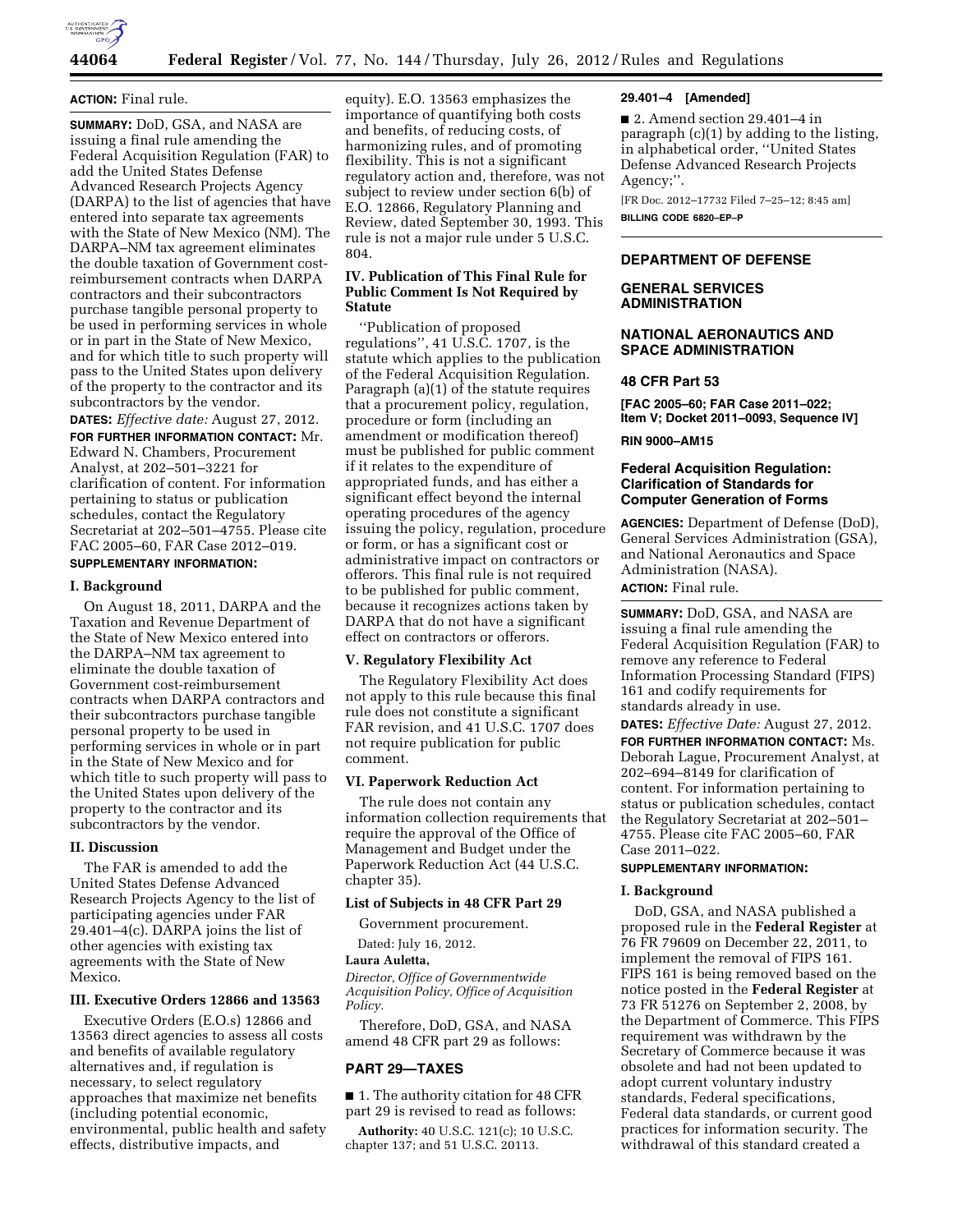**ACTION:** Final rule.

**SUMMARY:** DoD, GSA, and NASA are issuing a final rule amending the Federal Acquisition Regulation (FAR) to add the United States Defense Advanced Research Projects Agency (DARPA) to the list of agencies that have entered into separate tax agreements with the State of New Mexico (NM). The DARPA–NM tax agreement eliminates the double taxation of Government cost-reimbursement contracts when DARPA contractors and their subcontractors purchase tangible personal property to be used in performing services in whole or in part in the State of New Mexico, and for which title to such property will pass to the United States upon delivery of the property to the contractor and its subcontractors by the vendor.

**DATES:** *Effective date:* August 27, 2012.

**FOR FURTHER INFORMATION CONTACT:** Mr. Edward N. Chambers, Procurement Analyst, at 202–501–3221 for clarification of content. For information pertaining to status or publication schedules, contact the Regulatory Secretariat at 202–501–4755. Please cite FAC 2005–60, FAR Case 2012–019.

**SUPPLEMENTARY INFORMATION:**

## I. Background

On August 18, 2011, DARPA and the Taxation and Revenue Department of the State of New Mexico entered into the DARPA–NM tax agreement to eliminate the double taxation of Government cost-reimbursement contracts when DARPA contractors and their subcontractors purchase tangible personal property to be used in performing services in whole or in part in the State of New Mexico and for which title to such property will pass to the United States upon delivery of the property to the contractor and its subcontractors by the vendor.

## II. Discussion

The FAR is amended to add the United States Defense Advanced Research Projects Agency to the list of participating agencies under FAR 29.401–4(c). DARPA joins the list of other agencies with existing tax agreements with the State of New Mexico.

## III. Executive Orders 12866 and 13563

Executive Orders (E.O.s) 12866 and 13563 direct agencies to assess all costs and benefits of available regulatory alternatives and, if regulation is necessary, to select regulatory approaches that maximize net benefits (including potential economic, environmental, public health and safety effects, distributive impacts, and equity). E.O. 13563 emphasizes the importance of quantifying both costs and benefits, of reducing costs, of harmonizing rules, and of promoting flexibility. This is not a significant regulatory action and, therefore, was not subject to review under section 6(b) of E.O. 12866, Regulatory Planning and Review, dated September 30, 1993. This rule is not a major rule under 5 U.S.C. 804.

## IV. Publication of This Final Rule for Public Comment Is Not Required by Statute

"Publication of proposed regulations", 41 U.S.C. 1707, is the statute which applies to the publication of the Federal Acquisition Regulation. Paragraph (a)(1) of the statute requires that a procurement policy, regulation, procedure or form (including an amendment or modification thereof) must be published for public comment if it relates to the expenditure of appropriated funds, and has either a significant effect beyond the internal operating procedures of the agency issuing the policy, regulation, procedure or form, or has a significant cost or administrative impact on contractors or offerors. This final rule is not required to be published for public comment, because it recognizes actions taken by DARPA that do not have a significant effect on contractors or offerors.

## V. Regulatory Flexibility Act

The Regulatory Flexibility Act does not apply to this rule because this final rule does not constitute a significant FAR revision, and 41 U.S.C. 1707 does not require publication for public comment.

## VI. Paperwork Reduction Act

The rule does not contain any information collection requirements that require the approval of the Office of Management and Budget under the Paperwork Reduction Act (44 U.S.C. chapter 35).

### List of Subjects in 48 CFR Part 29

Government procurement.

Dated: July 16, 2012.

**Laura Auletta,**

*Director, Office of Governmentwide Acquisition Policy, Office of Acquisition Policy.*

Therefore, DoD, GSA, and NASA amend 48 CFR part 29 as follows:

## PART 29—TAXES

■ 1. The authority citation for 48 CFR part 29 is revised to read as follows:

**Authority:** 40 U.S.C. 121(c); 10 U.S.C. chapter 137; and 51 U.S.C. 20113.

**29.401–4 [Amended]**

■ 2. Amend section 29.401–4 in paragraph (c)(1) by adding to the listing, in alphabetical order, "United States Defense Advanced Research Projects Agency;".

[FR Doc. 2012–17732 Filed 7–25–12; 8:45 am]

**BILLING CODE 6820–EP–P**

---

**DEPARTMENT OF DEFENSE**

**GENERAL SERVICES ADMINISTRATION**

**NATIONAL AERONAUTICS AND SPACE ADMINISTRATION**

**48 CFR Part 53**

**[FAC 2005–60; FAR Case 2011–022; Item V; Docket 2011–0093, Sequence IV]**

**RIN 9000–AM15**

# Federal Acquisition Regulation: Clarification of Standards for Computer Generation of Forms

**AGENCIES:** Department of Defense (DoD), General Services Administration (GSA), and National Aeronautics and Space Administration (NASA).

**ACTION:** Final rule.

**SUMMARY:** DoD, GSA, and NASA are issuing a final rule amending the Federal Acquisition Regulation (FAR) to remove any reference to Federal Information Processing Standard (FIPS) 161 and codify requirements for standards already in use.

**DATES:** *Effective Date:* August 27, 2012.

**FOR FURTHER INFORMATION CONTACT:** Ms. Deborah Lague, Procurement Analyst, at 202–694–8149 for clarification of content. For information pertaining to status or publication schedules, contact the Regulatory Secretariat at 202–501–4755. Please cite FAC 2005–60, FAR Case 2011–022.

**SUPPLEMENTARY INFORMATION:**

## I. Background

DoD, GSA, and NASA published a proposed rule in the **Federal Register** at 76 FR 79609 on December 22, 2011, to implement the removal of FIPS 161. FIPS 161 is being removed based on the notice posted in the **Federal Register** at 73 FR 51276 on September 2, 2008, by the Department of Commerce. This FIPS requirement was withdrawn by the Secretary of Commerce because it was obsolete and had not been updated to adopt current voluntary industry standards, Federal specifications, Federal data standards, or current good practices for information security. The withdrawal of this standard created a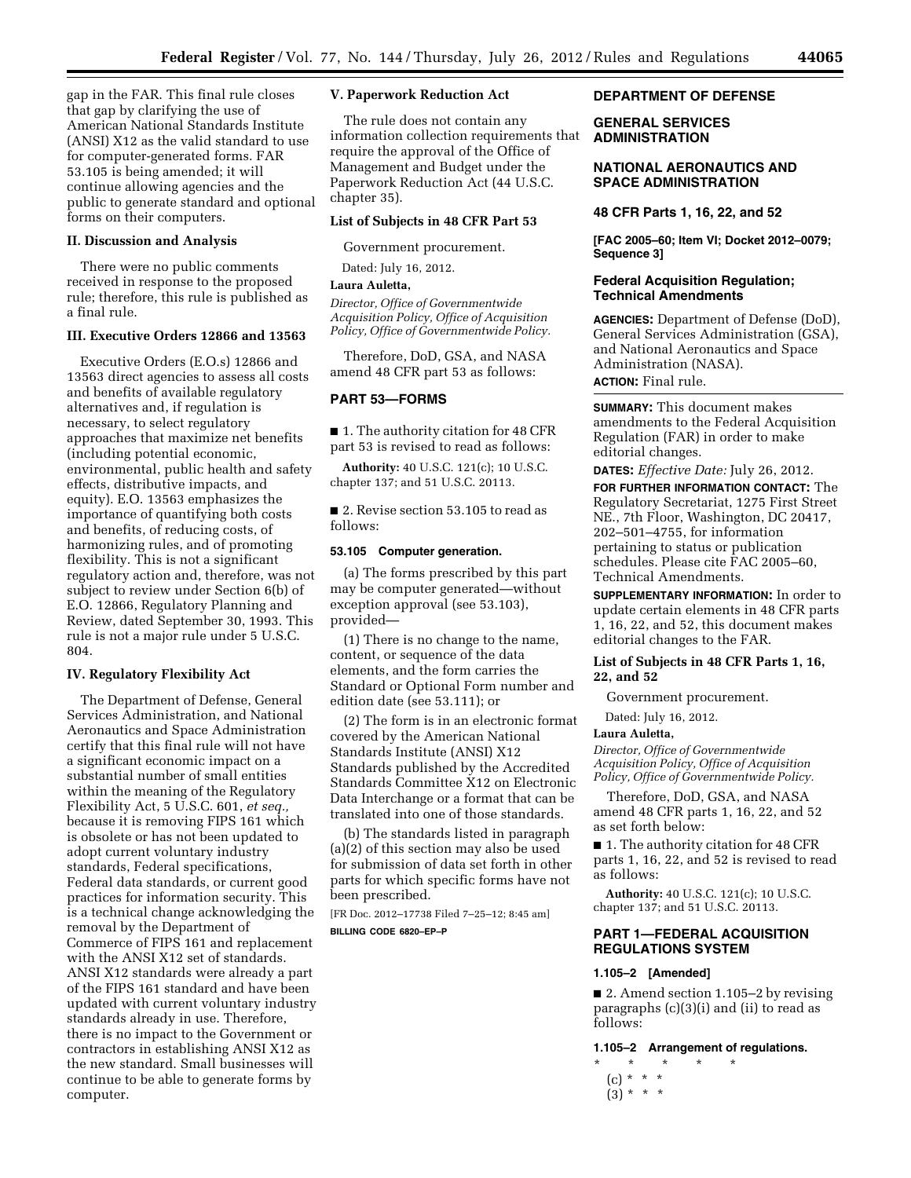gap in the FAR. This final rule closes that gap by clarifying the use of American National Standards Institute (ANSI) X12 as the valid standard to use for computer-generated forms. FAR 53.105 is being amended; it will continue allowing agencies and the public to generate standard and optional forms on their computers.

### II. Discussion and Analysis

There were no public comments received in response to the proposed rule; therefore, this rule is published as a final rule.

### III. Executive Orders 12866 and 13563

Executive Orders (E.O.s) 12866 and 13563 direct agencies to assess all costs and benefits of available regulatory alternatives and, if regulation is necessary, to select regulatory approaches that maximize net benefits (including potential economic, environmental, public health and safety effects, distributive impacts, and equity). E.O. 13563 emphasizes the importance of quantifying both costs and benefits, of reducing costs, of harmonizing rules, and of promoting flexibility. This is not a significant regulatory action and, therefore, was not subject to review under Section 6(b) of E.O. 12866, Regulatory Planning and Review, dated September 30, 1993. This rule is not a major rule under 5 U.S.C. 804.

### IV. Regulatory Flexibility Act

The Department of Defense, General Services Administration, and National Aeronautics and Space Administration certify that this final rule will not have a significant economic impact on a substantial number of small entities within the meaning of the Regulatory Flexibility Act, 5 U.S.C. 601, *et seq.,* because it is removing FIPS 161 which is obsolete or has not been updated to adopt current voluntary industry standards, Federal specifications, Federal data standards, or current good practices for information security. This is a technical change acknowledging the removal by the Department of Commerce of FIPS 161 and replacement with the ANSI X12 set of standards. ANSI X12 standards were already a part of the FIPS 161 standard and have been updated with current voluntary industry standards already in use. Therefore, there is no impact to the Government or contractors in establishing ANSI X12 as the new standard. Small businesses will continue to be able to generate forms by computer.

### V. Paperwork Reduction Act

The rule does not contain any information collection requirements that require the approval of the Office of Management and Budget under the Paperwork Reduction Act (44 U.S.C. chapter 35).

### List of Subjects in 48 CFR Part 53

Government procurement.

Dated: July 16, 2012.

**Laura Auletta,**

*Director, Office of Governmentwide Acquisition Policy, Office of Acquisition Policy, Office of Governmentwide Policy.*

Therefore, DoD, GSA, and NASA amend 48 CFR part 53 as follows:

## PART 53—FORMS

■ 1. The authority citation for 48 CFR part 53 is revised to read as follows:

**Authority:** 40 U.S.C. 121(c); 10 U.S.C. chapter 137; and 51 U.S.C. 20113.

■ 2. Revise section 53.105 to read as follows:

#### 53.105 Computer generation.

(a) The forms prescribed by this part may be computer generated—without exception approval (see 53.103), provided—

(1) There is no change to the name, content, or sequence of the data elements, and the form carries the Standard or Optional Form number and edition date (see 53.111); or

(2) The form is in an electronic format covered by the American National Standards Institute (ANSI) X12 Standards published by the Accredited Standards Committee X12 on Electronic Data Interchange or a format that can be translated into one of those standards.

(b) The standards listed in paragraph (a)(2) of this section may also be used for submission of data set forth in other parts for which specific forms have not been prescribed.

[FR Doc. 2012–17738 Filed 7–25–12; 8:45 am]

**BILLING CODE 6820–EP–P**

**DEPARTMENT OF DEFENSE**

**GENERAL SERVICES ADMINISTRATION**

**NATIONAL AERONAUTICS AND SPACE ADMINISTRATION**

**48 CFR Parts 1, 16, 22, and 52**

**[FAC 2005–60; Item VI; Docket 2012–0079; Sequence 3]**

## Federal Acquisition Regulation; Technical Amendments

**AGENCIES:** Department of Defense (DoD), General Services Administration (GSA), and National Aeronautics and Space Administration (NASA).

**ACTION:** Final rule.

**SUMMARY:** This document makes amendments to the Federal Acquisition Regulation (FAR) in order to make editorial changes.

**DATES:** *Effective Date:* July 26, 2012.

**FOR FURTHER INFORMATION CONTACT:** The Regulatory Secretariat, 1275 First Street NE., 7th Floor, Washington, DC 20417, 202–501–4755, for information pertaining to status or publication schedules. Please cite FAC 2005–60, Technical Amendments.

**SUPPLEMENTARY INFORMATION:** In order to update certain elements in 48 CFR parts 1, 16, 22, and 52, this document makes editorial changes to the FAR.

### List of Subjects in 48 CFR Parts 1, 16, 22, and 52

Government procurement.

Dated: July 16, 2012.

**Laura Auletta,**

*Director, Office of Governmentwide Acquisition Policy, Office of Acquisition Policy, Office of Governmentwide Policy.*

Therefore, DoD, GSA, and NASA amend 48 CFR parts 1, 16, 22, and 52 as set forth below:

■ 1. The authority citation for 48 CFR parts 1, 16, 22, and 52 is revised to read as follows:

**Authority:** 40 U.S.C. 121(c); 10 U.S.C. chapter 137; and 51 U.S.C. 20113.

## PART 1—FEDERAL ACQUISITION REGULATIONS SYSTEM

#### 1.105–2 [Amended]

■ 2. Amend section 1.105–2 by revising paragraphs (c)(3)(i) and (ii) to read as follows:

#### 1.105–2 Arrangement of regulations.

\* \* \* \* \*

(c) * * *

(3) * * *